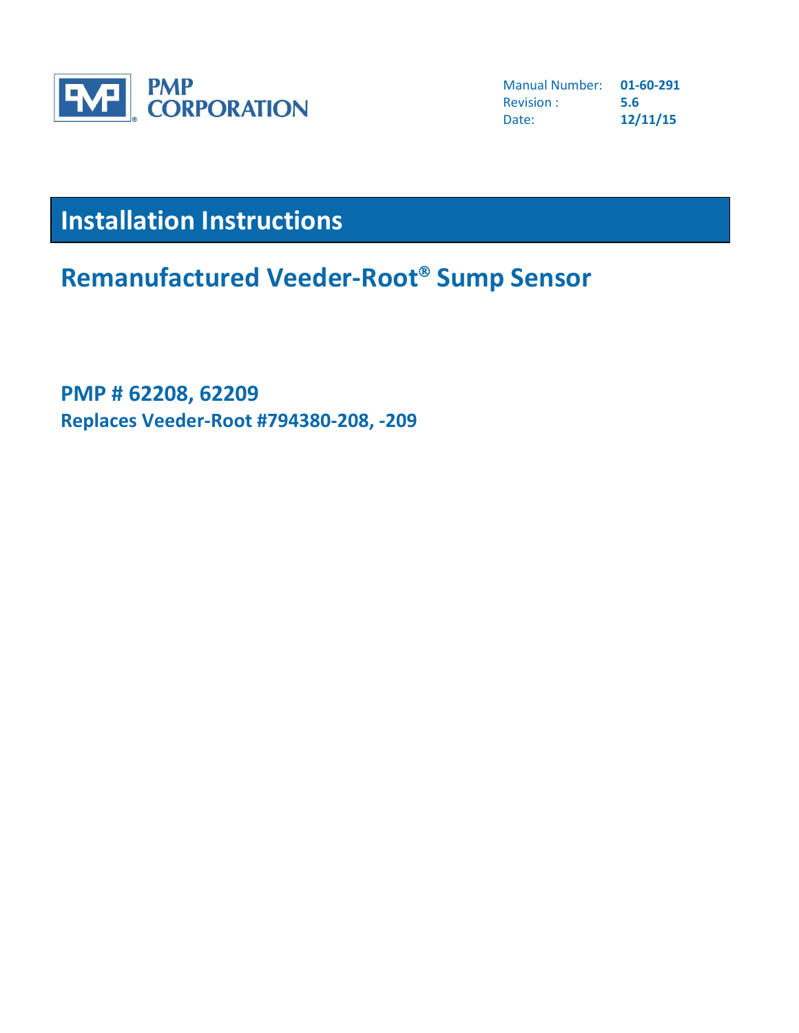PMP CORPORATION

Manual Number: **01-60-291**
Revision : **5.6**
Date: **12/11/15**

# Installation Instructions

## Remanufactured Veeder-Root® Sump Sensor

### PMP # 62208, 62209

**Replaces Veeder-Root #794380-208, -209**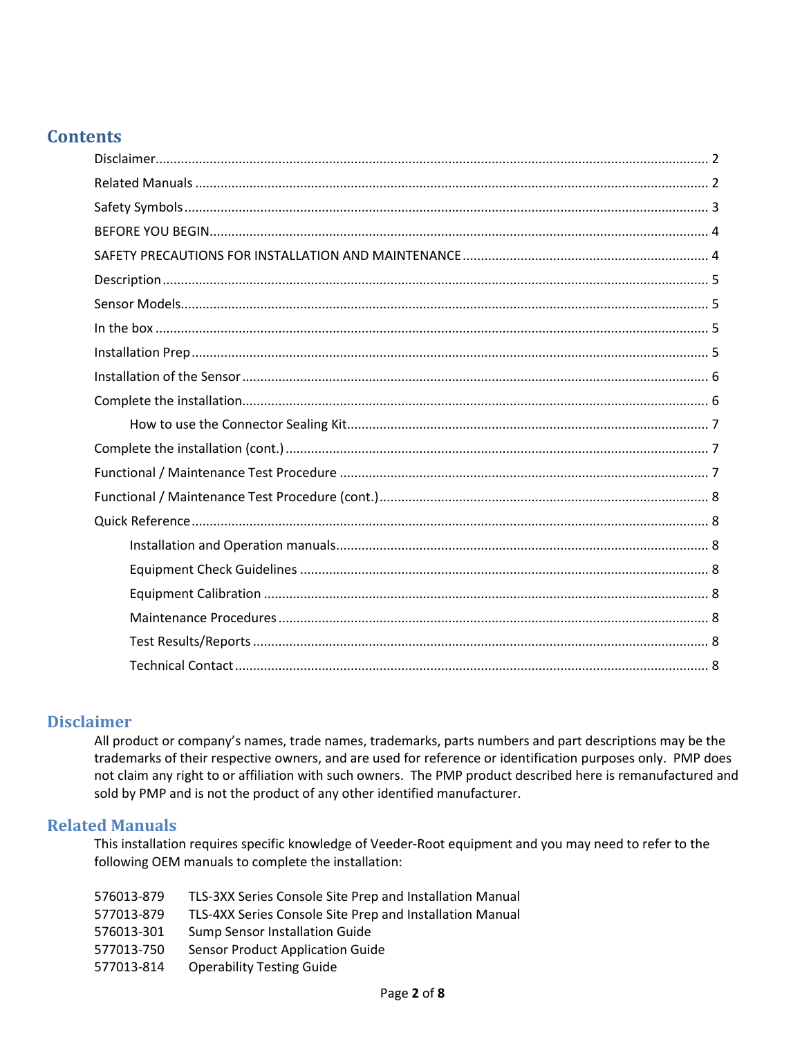## Contents

- Disclaimer ..... 2
- Related Manuals ..... 2
- Safety Symbols ..... 3
- BEFORE YOU BEGIN ..... 4
- SAFETY PRECAUTIONS FOR INSTALLATION AND MAINTENANCE ..... 4
- Description ..... 5
- Sensor Models ..... 5
- In the box ..... 5
- Installation Prep ..... 5
- Installation of the Sensor ..... 6
- Complete the installation ..... 6
  - How to use the Connector Sealing Kit ..... 7
- Complete the installation (cont.) ..... 7
- Functional / Maintenance Test Procedure ..... 7
- Functional / Maintenance Test Procedure (cont.) ..... 8
- Quick Reference ..... 8
  - Installation and Operation manuals ..... 8
  - Equipment Check Guidelines ..... 8
  - Equipment Calibration ..... 8
  - Maintenance Procedures ..... 8
  - Test Results/Reports ..... 8
  - Technical Contact ..... 8

## Disclaimer

All product or company's names, trade names, trademarks, parts numbers and part descriptions may be the trademarks of their respective owners, and are used for reference or identification purposes only. PMP does not claim any right to or affiliation with such owners. The PMP product described here is remanufactured and sold by PMP and is not the product of any other identified manufacturer.

## Related Manuals

This installation requires specific knowledge of Veeder-Root equipment and you may need to refer to the following OEM manuals to complete the installation:

| | |
|---|---|
| 576013-879 | TLS-3XX Series Console Site Prep and Installation Manual |
| 577013-879 | TLS-4XX Series Console Site Prep and Installation Manual |
| 576013-301 | Sump Sensor Installation Guide |
| 577013-750 | Sensor Product Application Guide |
| 577013-814 | Operability Testing Guide |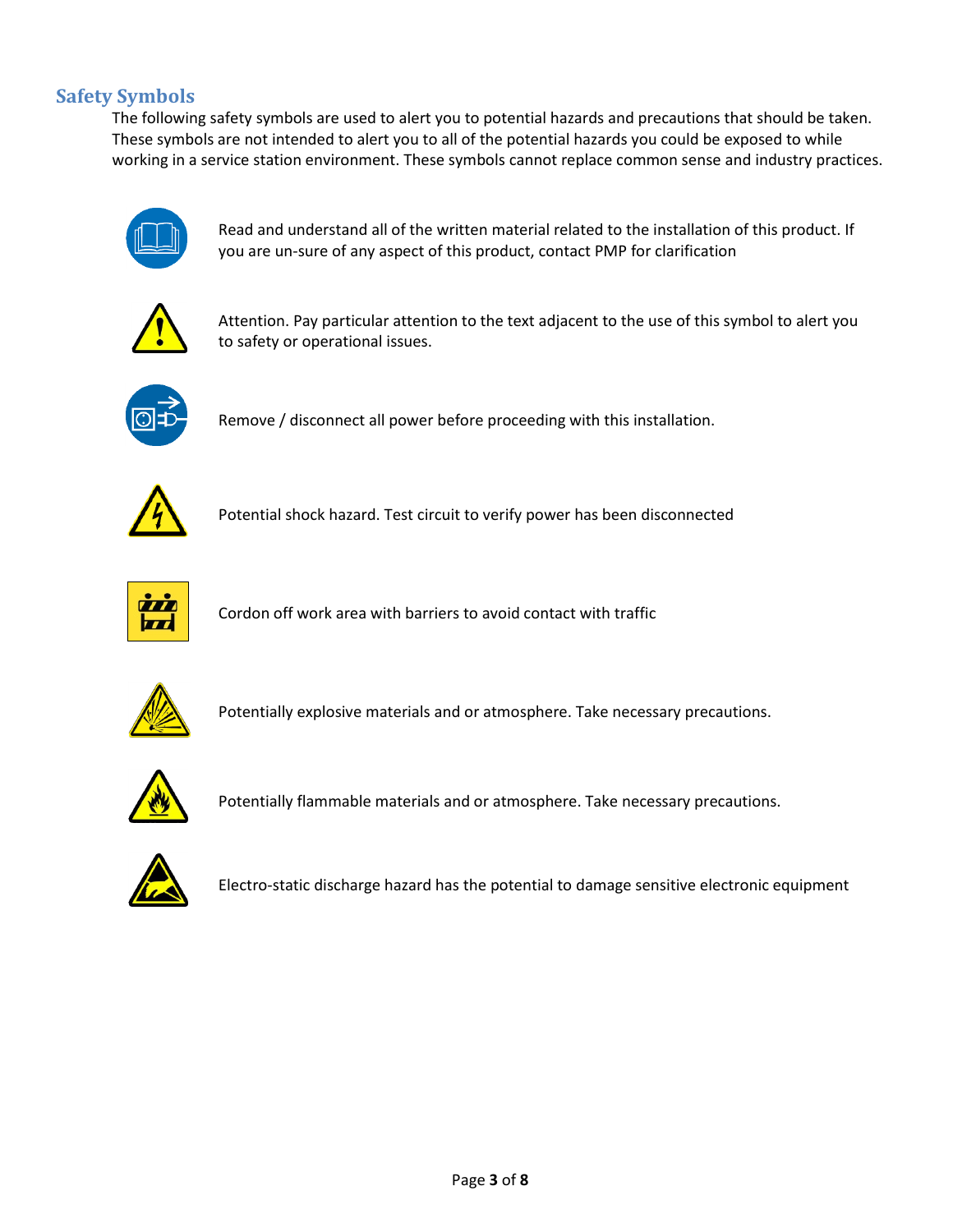## Safety Symbols

The following safety symbols are used to alert you to potential hazards and precautions that should be taken. These symbols are not intended to alert you to all of the potential hazards you could be exposed to while working in a service station environment. These symbols cannot replace common sense and industry practices.

Read and understand all of the written material related to the installation of this product. If you are un-sure of any aspect of this product, contact PMP for clarification

Attention. Pay particular attention to the text adjacent to the use of this symbol to alert you to safety or operational issues.

Remove / disconnect all power before proceeding with this installation.

Potential shock hazard. Test circuit to verify power has been disconnected

Cordon off work area with barriers to avoid contact with traffic

Potentially explosive materials and or atmosphere. Take necessary precautions.

Potentially flammable materials and or atmosphere. Take necessary precautions.

Electro-static discharge hazard has the potential to damage sensitive electronic equipment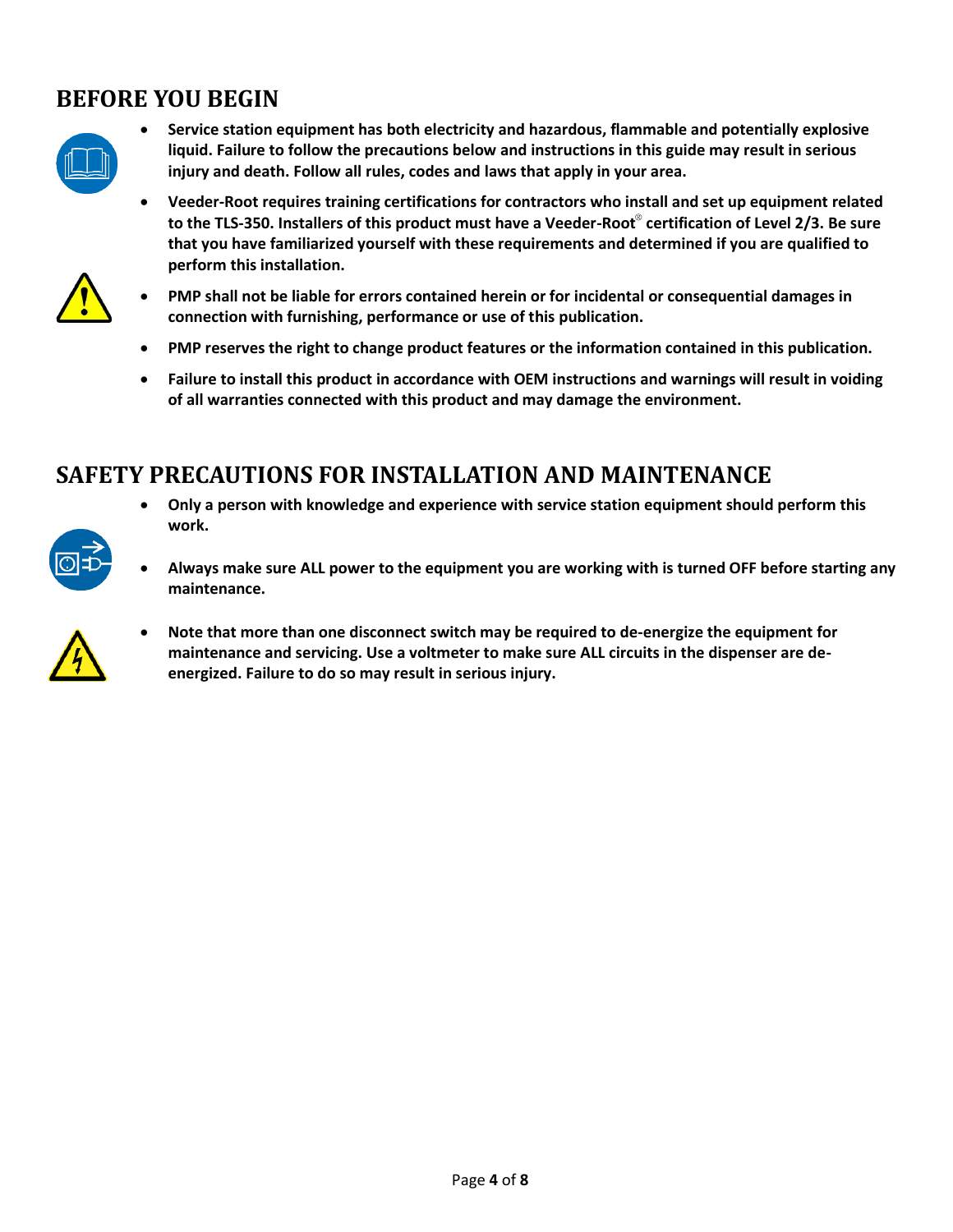## BEFORE YOU BEGIN

- **Service station equipment has both electricity and hazardous, flammable and potentially explosive liquid. Failure to follow the precautions below and instructions in this guide may result in serious injury and death. Follow all rules, codes and laws that apply in your area.**
- **Veeder-Root requires training certifications for contractors who install and set up equipment related to the TLS-350. Installers of this product must have a Veeder-Root® certification of Level 2/3. Be sure that you have familiarized yourself with these requirements and determined if you are qualified to perform this installation.**
- **PMP shall not be liable for errors contained herein or for incidental or consequential damages in connection with furnishing, performance or use of this publication.**
- **PMP reserves the right to change product features or the information contained in this publication.**
- **Failure to install this product in accordance with OEM instructions and warnings will result in voiding of all warranties connected with this product and may damage the environment.**

## SAFETY PRECAUTIONS FOR INSTALLATION AND MAINTENANCE

- **Only a person with knowledge and experience with service station equipment should perform this work.**
- **Always make sure ALL power to the equipment you are working with is turned OFF before starting any maintenance.**
- **Note that more than one disconnect switch may be required to de-energize the equipment for maintenance and servicing. Use a voltmeter to make sure ALL circuits in the dispenser are de-energized. Failure to do so may result in serious injury.**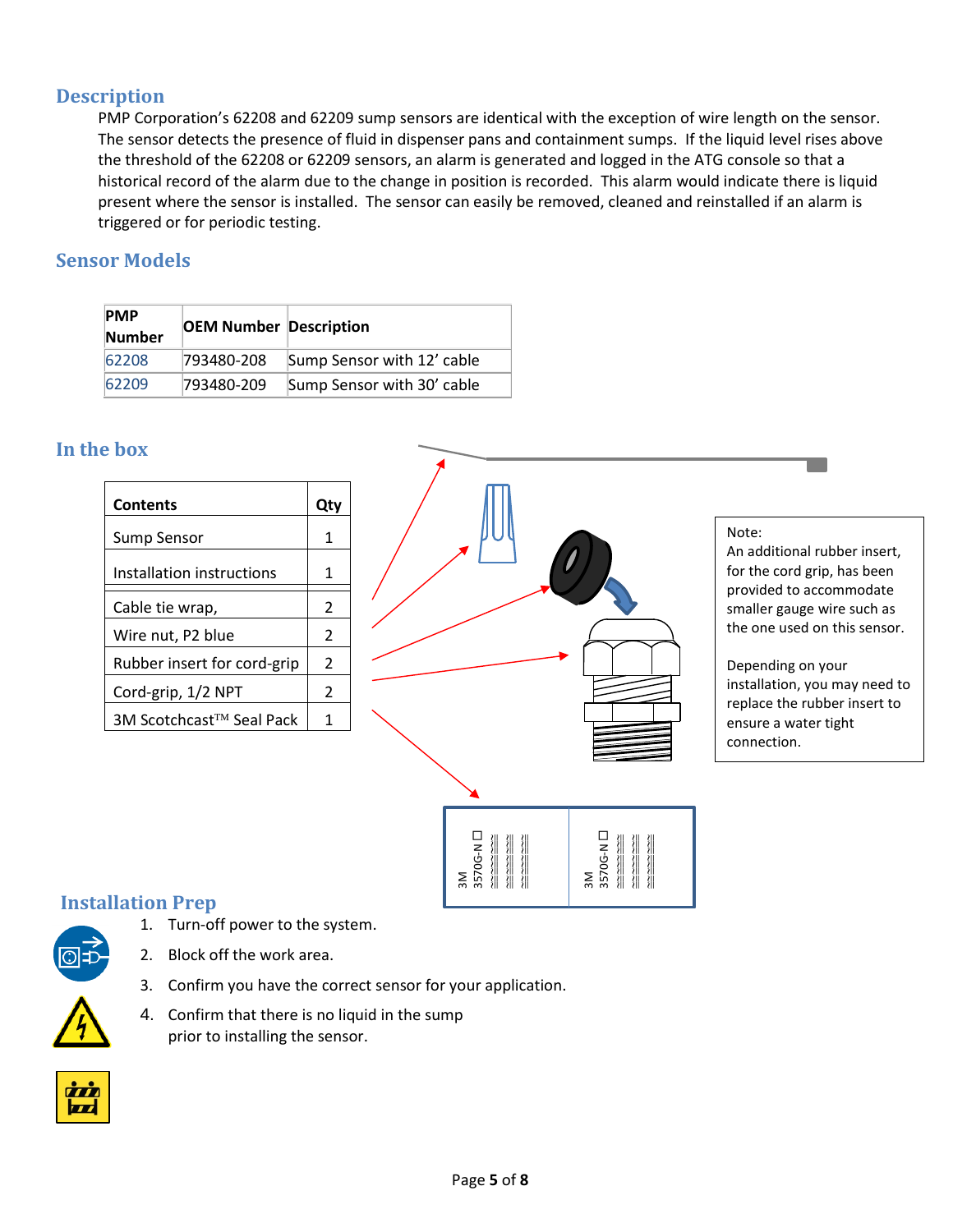## Description

PMP Corporation's 62208 and 62209 sump sensors are identical with the exception of wire length on the sensor. The sensor detects the presence of fluid in dispenser pans and containment sumps. If the liquid level rises above the threshold of the 62208 or 62209 sensors, an alarm is generated and logged in the ATG console so that a historical record of the alarm due to the change in position is recorded. This alarm would indicate there is liquid present where the sensor is installed. The sensor can easily be removed, cleaned and reinstalled if an alarm is triggered or for periodic testing.

## Sensor Models

| PMP Number | OEM Number | Description |
|---|---|---|
| 62208 | 793480-208 | Sump Sensor with 12' cable |
| 62209 | 793480-209 | Sump Sensor with 30' cable |

## In the box

| Contents | Qty |
|---|---|
| Sump Sensor | 1 |
| Installation instructions | 1 |
| Cable tie wrap, | 2 |
| Wire nut, P2 blue | 2 |
| Rubber insert for cord-grip | 2 |
| Cord-grip, 1/2 NPT | 2 |
| 3M Scotchcast™ Seal Pack | 1 |

Note:
An additional rubber insert, for the cord grip, has been provided to accommodate smaller gauge wire such as the one used on this sensor.

Depending on your installation, you may need to replace the rubber insert to ensure a water tight connection.

## Installation Prep

1. Turn-off power to the system.
2. Block off the work area.
3. Confirm you have the correct sensor for your application.
4. Confirm that there is no liquid in the sump prior to installing the sensor.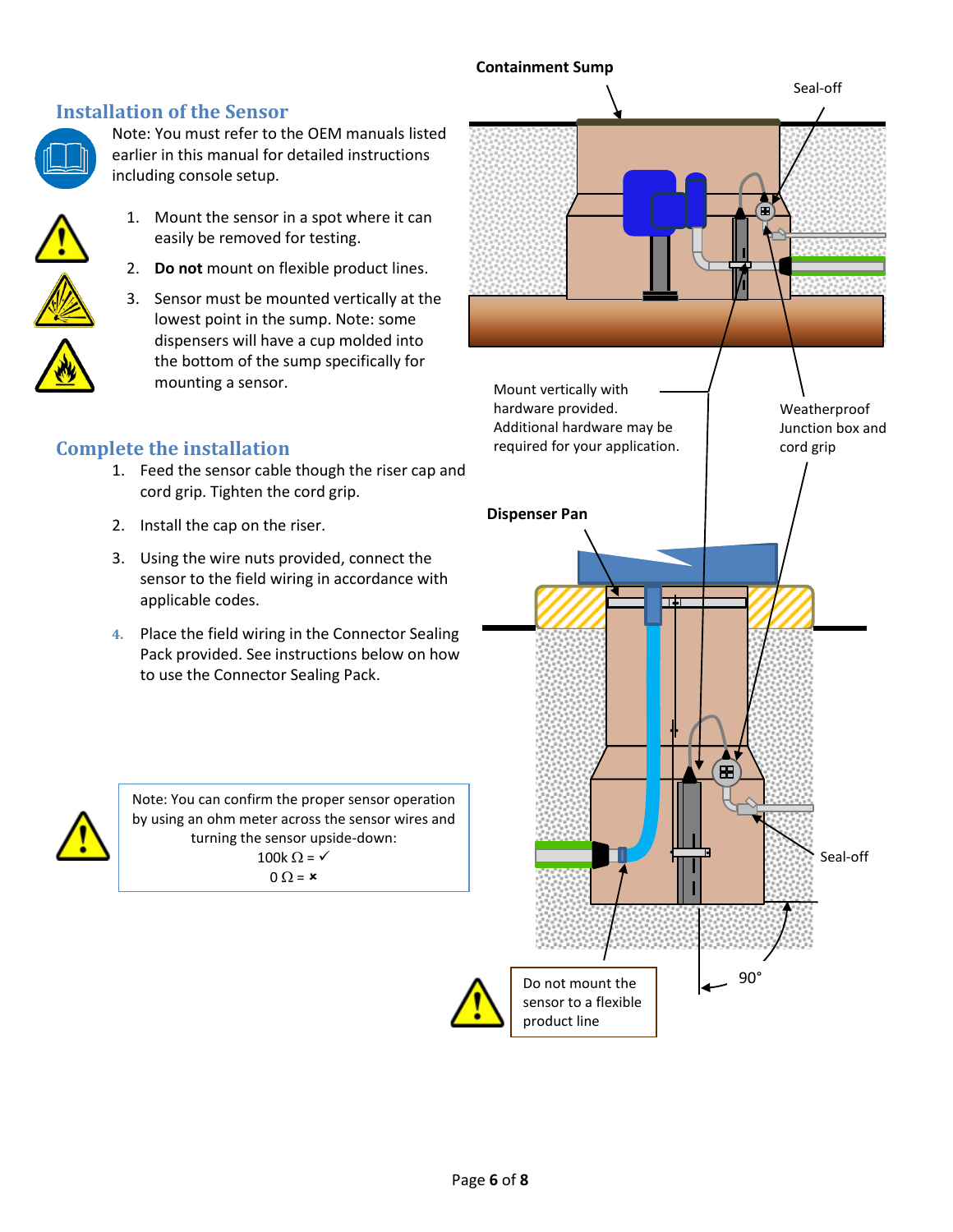## Installation of the Sensor

Note: You must refer to the OEM manuals listed earlier in this manual for detailed instructions including console setup.

1. Mount the sensor in a spot where it can easily be removed for testing.
2. **Do not** mount on flexible product lines.
3. Sensor must be mounted vertically at the lowest point in the sump. Note: some dispensers will have a cup molded into the bottom of the sump specifically for mounting a sensor.

## Complete the installation

1. Feed the sensor cable though the riser cap and cord grip. Tighten the cord grip.
2. Install the cap on the riser.
3. Using the wire nuts provided, connect the sensor to the field wiring in accordance with applicable codes.
4. Place the field wiring in the Connector Sealing Pack provided. See instructions below on how to use the Connector Sealing Pack.

Note: You can confirm the proper sensor operation by using an ohm meter across the sensor wires and turning the sensor upside-down:
100k Ω = ✓
0 Ω = ×

**Containment Sump**

Seal-off

Mount vertically with hardware provided. Additional hardware may be required for your application.

Weatherproof Junction box and cord grip

**Dispenser Pan**

Seal-off

90°

Do not mount the sensor to a flexible product line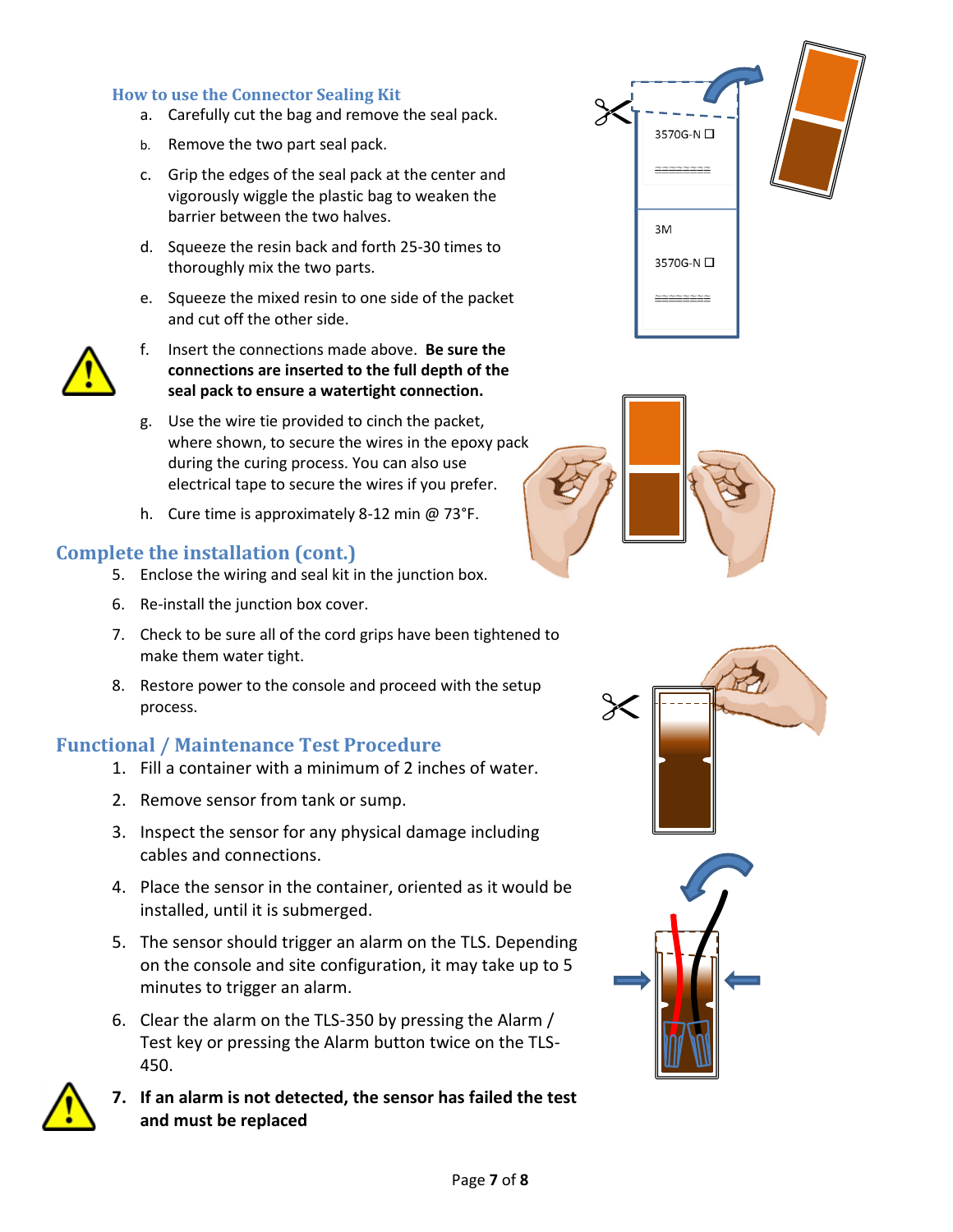### How to use the Connector Sealing Kit

a. Carefully cut the bag and remove the seal pack.

b. Remove the two part seal pack.

c. Grip the edges of the seal pack at the center and vigorously wiggle the plastic bag to weaken the barrier between the two halves.

d. Squeeze the resin back and forth 25-30 times to thoroughly mix the two parts.

e. Squeeze the mixed resin to one side of the packet and cut off the other side.

f. Insert the connections made above. **Be sure the connections are inserted to the full depth of the seal pack to ensure a watertight connection.**

g. Use the wire tie provided to cinch the packet, where shown, to secure the wires in the epoxy pack during the curing process. You can also use electrical tape to secure the wires if you prefer.

h. Cure time is approximately 8-12 min @ 73°F.

## Complete the installation (cont.)

5. Enclose the wiring and seal kit in the junction box.
6. Re-install the junction box cover.
7. Check to be sure all of the cord grips have been tightened to make them water tight.
8. Restore power to the console and proceed with the setup process.

## Functional / Maintenance Test Procedure

1. Fill a container with a minimum of 2 inches of water.
2. Remove sensor from tank or sump.
3. Inspect the sensor for any physical damage including cables and connections.
4. Place the sensor in the container, oriented as it would be installed, until it is submerged.
5. The sensor should trigger an alarm on the TLS. Depending on the console and site configuration, it may take up to 5 minutes to trigger an alarm.
6. Clear the alarm on the TLS-350 by pressing the Alarm / Test key or pressing the Alarm button twice on the TLS-450.
7. **If an alarm is not detected, the sensor has failed the test and must be replaced**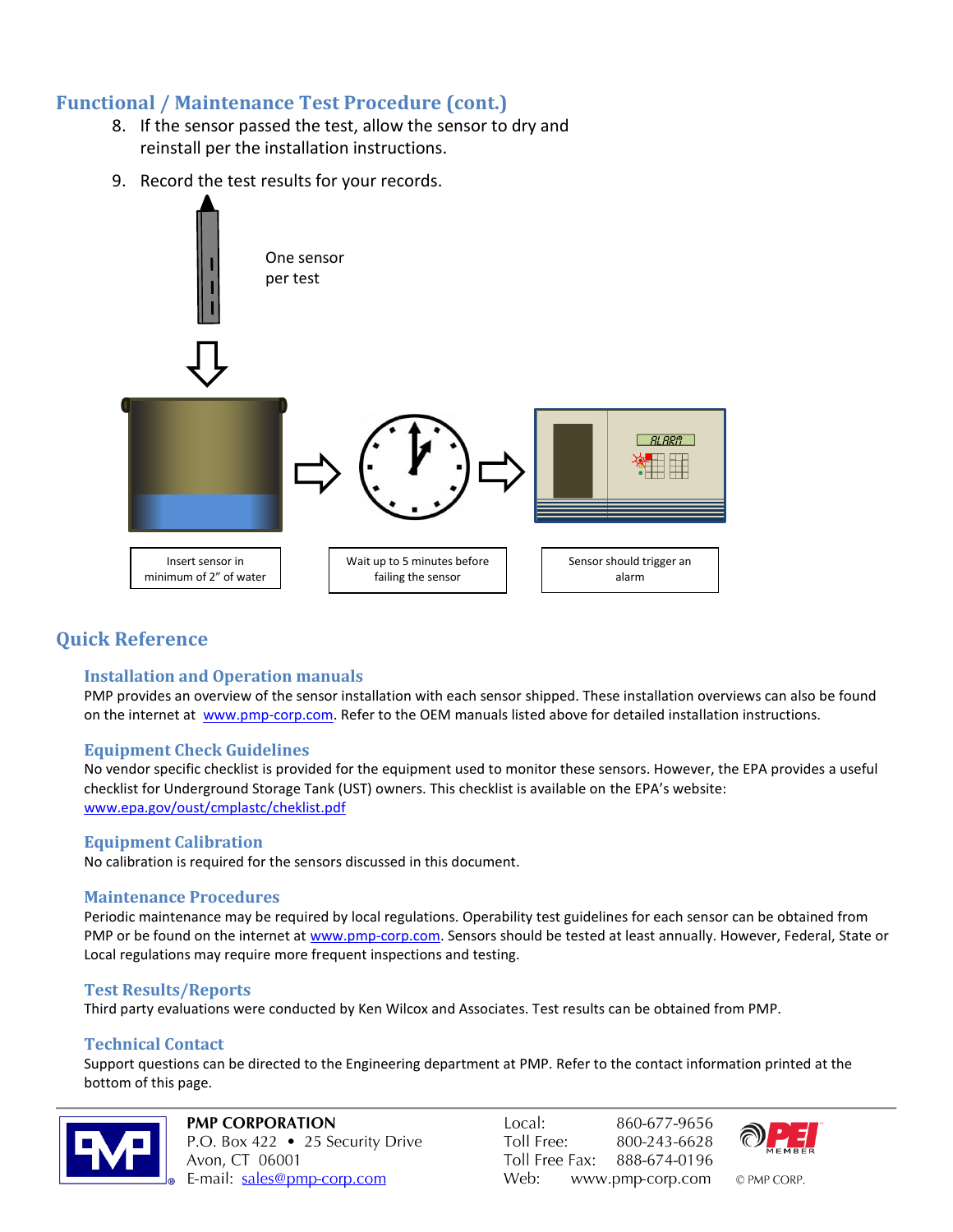## Functional / Maintenance Test Procedure (cont.)

8. If the sensor passed the test, allow the sensor to dry and reinstall per the installation instructions.
9. Record the test results for your records.

One sensor per test

Insert sensor in minimum of 2" of water

Wait up to 5 minutes before failing the sensor

Sensor should trigger an alarm

## Quick Reference

### Installation and Operation manuals

PMP provides an overview of the sensor installation with each sensor shipped. These installation overviews can also be found on the internet at www.pmp-corp.com. Refer to the OEM manuals listed above for detailed installation instructions.

### Equipment Check Guidelines

No vendor specific checklist is provided for the equipment used to monitor these sensors. However, the EPA provides a useful checklist for Underground Storage Tank (UST) owners. This checklist is available on the EPA's website: www.epa.gov/oust/cmplastc/cheklist.pdf

### Equipment Calibration

No calibration is required for the sensors discussed in this document.

### Maintenance Procedures

Periodic maintenance may be required by local regulations. Operability test guidelines for each sensor can be obtained from PMP or be found on the internet at www.pmp-corp.com. Sensors should be tested at least annually. However, Federal, State or Local regulations may require more frequent inspections and testing.

### Test Results/Reports

Third party evaluations were conducted by Ken Wilcox and Associates. Test results can be obtained from PMP.

### Technical Contact

Support questions can be directed to the Engineering department at PMP. Refer to the contact information printed at the bottom of this page.

---

**PMP CORPORATION**
P.O. Box 422 • 25 Security Drive
Avon, CT 06001
E-mail: sales@pmp-corp.com

Local: 860-677-9656
Toll Free: 800-243-6628
Toll Free Fax: 888-674-0196
Web: www.pmp-corp.com

PEI MEMBER

© PMP CORP.